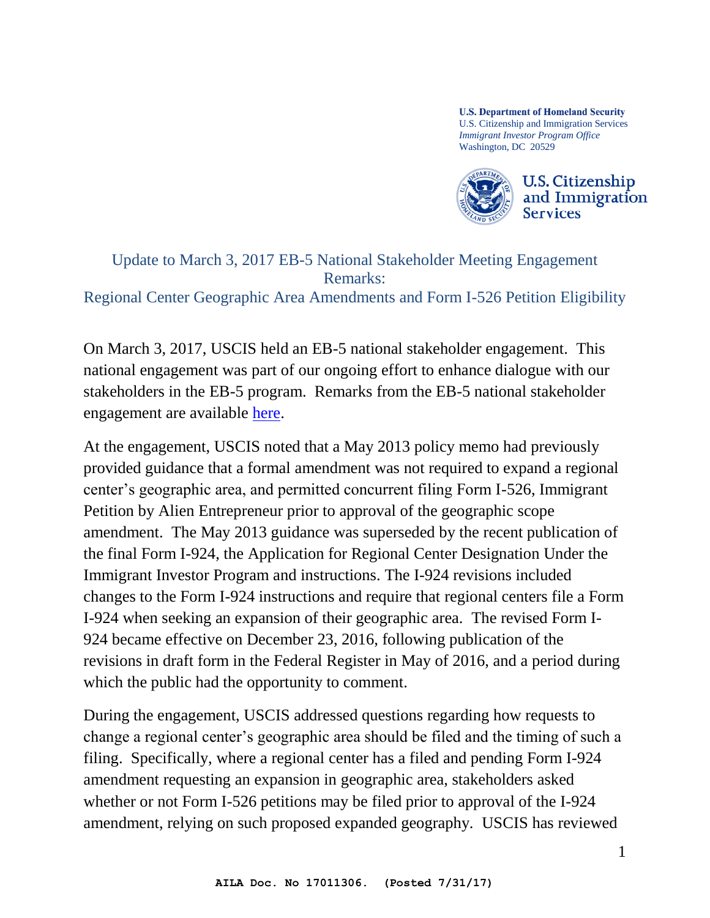**U.S. Department of Homeland Security**
U.S. Citizenship and Immigration Services
*Immigrant Investor Program Office*
Washington, DC 20529

U.S. Citizenship and Immigration Services

# Update to March 3, 2017 EB-5 National Stakeholder Meeting Engagement Remarks: Regional Center Geographic Area Amendments and Form I-526 Petition Eligibility

On March 3, 2017, USCIS held an EB-5 national stakeholder engagement. This national engagement was part of our ongoing effort to enhance dialogue with our stakeholders in the EB-5 program. Remarks from the EB-5 national stakeholder engagement are available here.

At the engagement, USCIS noted that a May 2013 policy memo had previously provided guidance that a formal amendment was not required to expand a regional center's geographic area, and permitted concurrent filing Form I-526, Immigrant Petition by Alien Entrepreneur prior to approval of the geographic scope amendment. The May 2013 guidance was superseded by the recent publication of the final Form I-924, the Application for Regional Center Designation Under the Immigrant Investor Program and instructions. The I-924 revisions included changes to the Form I-924 instructions and require that regional centers file a Form I-924 when seeking an expansion of their geographic area. The revised Form I-924 became effective on December 23, 2016, following publication of the revisions in draft form in the Federal Register in May of 2016, and a period during which the public had the opportunity to comment.

During the engagement, USCIS addressed questions regarding how requests to change a regional center's geographic area should be filed and the timing of such a filing. Specifically, where a regional center has a filed and pending Form I-924 amendment requesting an expansion in geographic area, stakeholders asked whether or not Form I-526 petitions may be filed prior to approval of the I-924 amendment, relying on such proposed expanded geography. USCIS has reviewed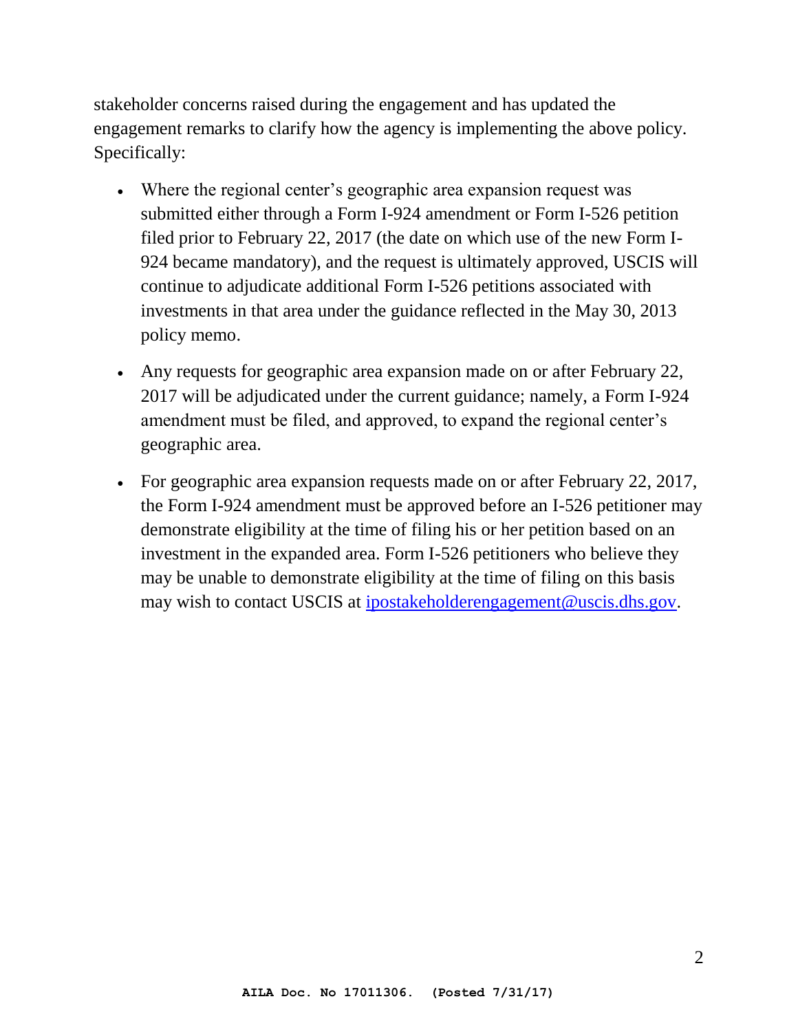stakeholder concerns raised during the engagement and has updated the engagement remarks to clarify how the agency is implementing the above policy. Specifically:

- Where the regional center's geographic area expansion request was submitted either through a Form I-924 amendment or Form I-526 petition filed prior to February 22, 2017 (the date on which use of the new Form I-924 became mandatory), and the request is ultimately approved, USCIS will continue to adjudicate additional Form I-526 petitions associated with investments in that area under the guidance reflected in the May 30, 2013 policy memo.

- Any requests for geographic area expansion made on or after February 22, 2017 will be adjudicated under the current guidance; namely, a Form I-924 amendment must be filed, and approved, to expand the regional center's geographic area.

- For geographic area expansion requests made on or after February 22, 2017, the Form I-924 amendment must be approved before an I-526 petitioner may demonstrate eligibility at the time of filing his or her petition based on an investment in the expanded area. Form I-526 petitioners who believe they may be unable to demonstrate eligibility at the time of filing on this basis may wish to contact USCIS at [ipostakeholderengagement@uscis.dhs.gov](mailto:ipostakeholderengagement@uscis.dhs.gov).

**AILA Doc. No 17011306. (Posted 7/31/17)**